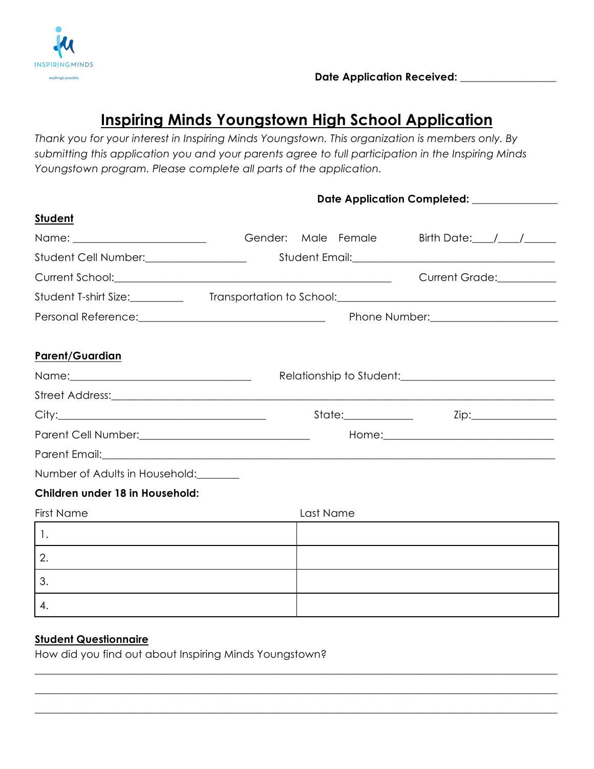INSPIRINGMINDS

anything's possible.

**Date Application Received:** __________________

# Inspiring Minds Youngstown High School Application

*Thank you for your interest in Inspiring Minds Youngstown. This organization is members only. By submitting this application you and your parents agree to full participation in the Inspiring Minds Youngstown program. Please complete all parts of the application.*

**Date Application Completed:** _______________

## Student

Name: ________________________ Gender: Male Female Birth Date:____/____/______

Student Cell Number:__________________ Student Email:____________________________________

Current School:__________________________________________________ Current Grade:__________

Student T-shirt Size:_________ Transportation to School:______________________________________

Personal Reference:________________________________ Phone Number:______________________

## Parent/Guardian

Name:_________________________________ Relationship to Student:___________________________

Street Address:___________________________________________________________________________

City:_____________________________________ State:____________ Zip:_______________

Parent Cell Number:_____________________________ Home:________________________________

Parent Email:_____________________________________________________________________________

Number of Adults in Household:________

**Children under 18 in Household:**

| First Name | Last Name |
|---|---|
| 1. | |
| 2. | |
| 3. | |
| 4. | |

## Student Questionnaire

How did you find out about Inspiring Minds Youngstown?

___________________________________________________________________________________________

___________________________________________________________________________________________

___________________________________________________________________________________________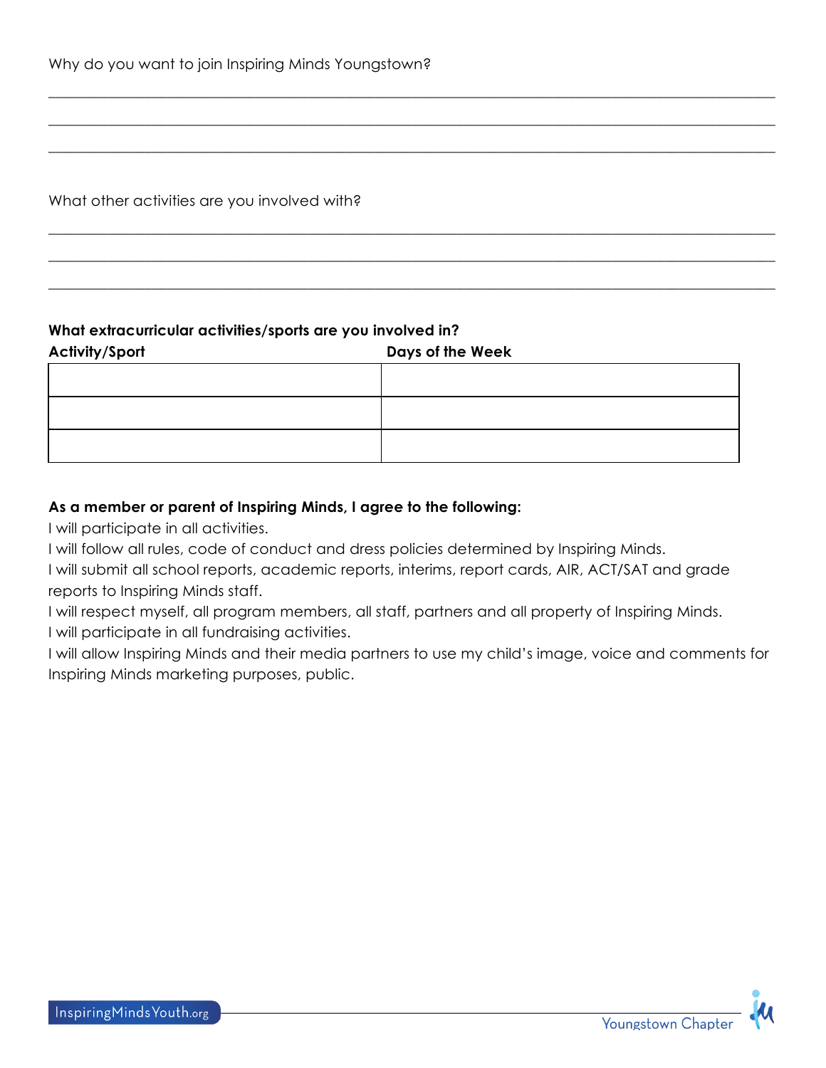Why do you want to join Inspiring Minds Youngstown?

\_\_\_\_\_\_\_\_\_\_\_\_\_\_\_\_\_\_\_\_\_\_\_\_\_\_\_\_\_\_\_\_\_\_\_\_\_\_\_\_\_\_\_\_\_\_\_\_\_\_\_\_\_\_\_\_\_\_\_\_

\_\_\_\_\_\_\_\_\_\_\_\_\_\_\_\_\_\_\_\_\_\_\_\_\_\_\_\_\_\_\_\_\_\_\_\_\_\_\_\_\_\_\_\_\_\_\_\_\_\_\_\_\_\_\_\_\_\_\_\_

\_\_\_\_\_\_\_\_\_\_\_\_\_\_\_\_\_\_\_\_\_\_\_\_\_\_\_\_\_\_\_\_\_\_\_\_\_\_\_\_\_\_\_\_\_\_\_\_\_\_\_\_\_\_\_\_\_\_\_\_

What other activities are you involved with?

\_\_\_\_\_\_\_\_\_\_\_\_\_\_\_\_\_\_\_\_\_\_\_\_\_\_\_\_\_\_\_\_\_\_\_\_\_\_\_\_\_\_\_\_\_\_\_\_\_\_\_\_\_\_\_\_\_\_\_\_

\_\_\_\_\_\_\_\_\_\_\_\_\_\_\_\_\_\_\_\_\_\_\_\_\_\_\_\_\_\_\_\_\_\_\_\_\_\_\_\_\_\_\_\_\_\_\_\_\_\_\_\_\_\_\_\_\_\_\_\_

\_\_\_\_\_\_\_\_\_\_\_\_\_\_\_\_\_\_\_\_\_\_\_\_\_\_\_\_\_\_\_\_\_\_\_\_\_\_\_\_\_\_\_\_\_\_\_\_\_\_\_\_\_\_\_\_\_\_\_\_

**What extracurricular activities/sports are you involved in?**

| **Activity/Sport** | **Days of the Week** |
|---|---|
| | |
| | |
| | |

**As a member or parent of Inspiring Minds, I agree to the following:**

I will participate in all activities.
I will follow all rules, code of conduct and dress policies determined by Inspiring Minds.
I will submit all school reports, academic reports, interims, report cards, AIR, ACT/SAT and grade reports to Inspiring Minds staff.
I will respect myself, all program members, all staff, partners and all property of Inspiring Minds.
I will participate in all fundraising activities.
I will allow Inspiring Minds and their media partners to use my child's image, voice and comments for Inspiring Minds marketing purposes, public.